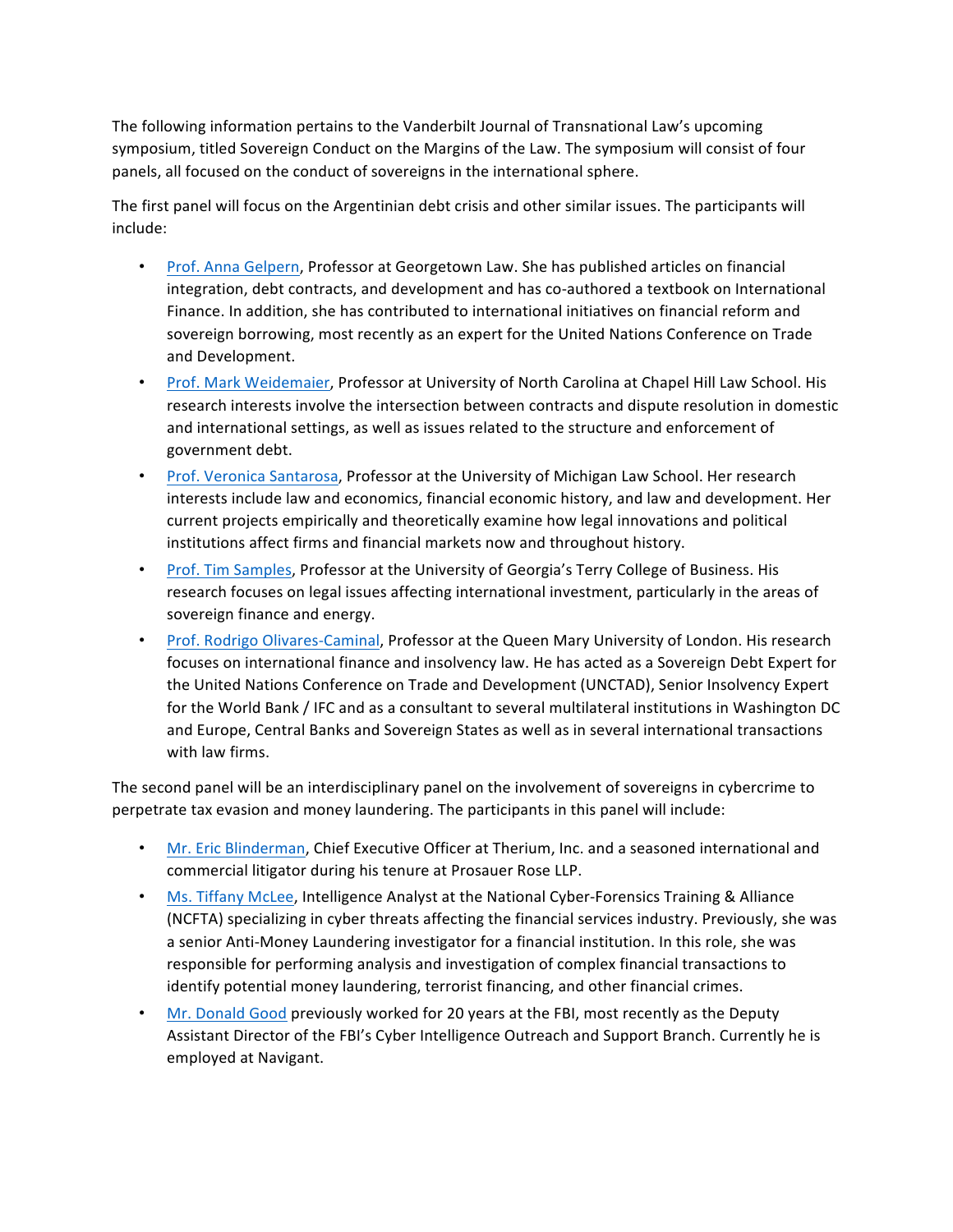The following information pertains to the Vanderbilt Journal of Transnational Law's upcoming symposium, titled Sovereign Conduct on the Margins of the Law. The symposium will consist of four panels, all focused on the conduct of sovereigns in the international sphere.

The first panel will focus on the Argentinian debt crisis and other similar issues. The participants will include:

- Prof. Anna Gelpern, Professor at Georgetown Law. She has published articles on financial integration, debt contracts, and development and has co-authored a textbook on International Finance. In addition, she has contributed to international initiatives on financial reform and sovereign borrowing, most recently as an expert for the United Nations Conference on Trade and Development.
- Prof. Mark Weidemaier, Professor at University of North Carolina at Chapel Hill Law School. His research interests involve the intersection between contracts and dispute resolution in domestic and international settings, as well as issues related to the structure and enforcement of government debt.
- Prof. Veronica Santarosa, Professor at the University of Michigan Law School. Her research interests include law and economics, financial economic history, and law and development. Her current projects empirically and theoretically examine how legal innovations and political institutions affect firms and financial markets now and throughout history.
- Prof. Tim Samples, Professor at the University of Georgia's Terry College of Business. His research focuses on legal issues affecting international investment, particularly in the areas of sovereign finance and energy.
- Prof. Rodrigo Olivares-Caminal, Professor at the Queen Mary University of London. His research focuses on international finance and insolvency law. He has acted as a Sovereign Debt Expert for the United Nations Conference on Trade and Development (UNCTAD), Senior Insolvency Expert for the World Bank / IFC and as a consultant to several multilateral institutions in Washington DC and Europe, Central Banks and Sovereign States as well as in several international transactions with law firms.

The second panel will be an interdisciplinary panel on the involvement of sovereigns in cybercrime to perpetrate tax evasion and money laundering. The participants in this panel will include:

- Mr. Eric Blinderman, Chief Executive Officer at Therium, Inc. and a seasoned international and commercial litigator during his tenure at Prosauer Rose LLP.
- Ms. Tiffany McLee, Intelligence Analyst at the National Cyber-Forensics Training & Alliance (NCFTA) specializing in cyber threats affecting the financial services industry. Previously, she was a senior Anti-Money Laundering investigator for a financial institution. In this role, she was responsible for performing analysis and investigation of complex financial transactions to identify potential money laundering, terrorist financing, and other financial crimes.
- Mr. Donald Good previously worked for 20 years at the FBI, most recently as the Deputy Assistant Director of the FBI's Cyber Intelligence Outreach and Support Branch. Currently he is employed at Navigant.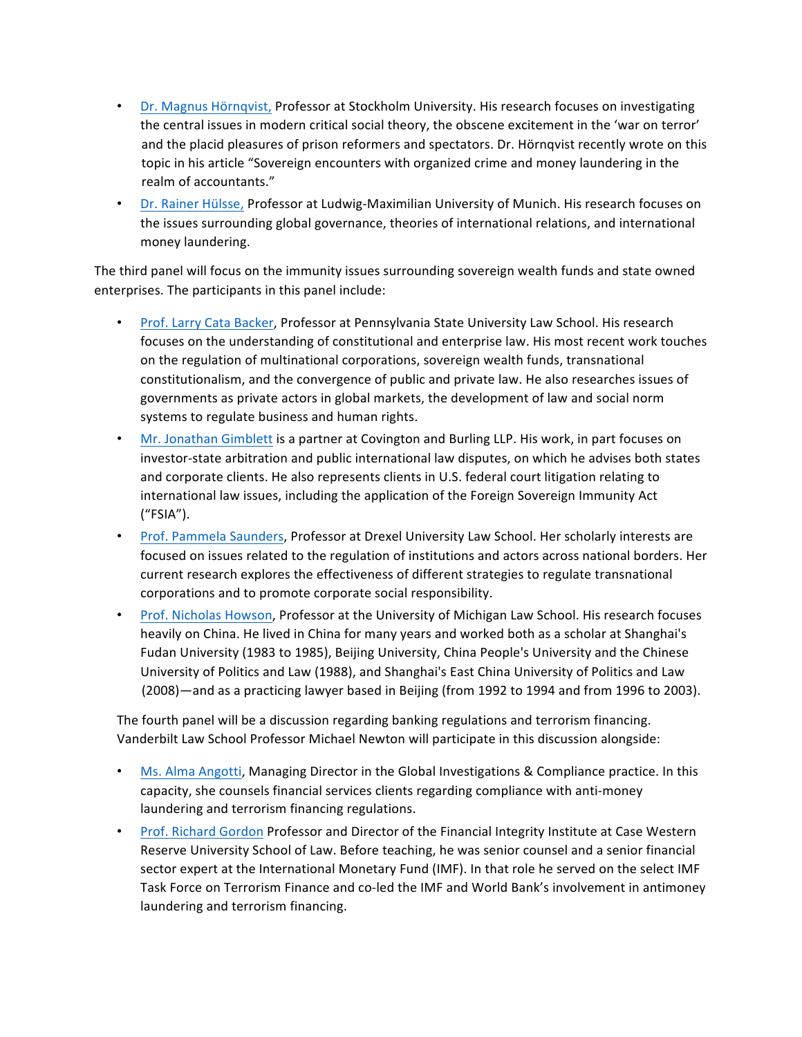- Dr. Magnus Hörnqvist, Professor at Stockholm University. His research focuses on investigating the central issues in modern critical social theory, the obscene excitement in the 'war on terror' and the placid pleasures of prison reformers and spectators. Dr. Hörnqvist recently wrote on this topic in his article "Sovereign encounters with organized crime and money laundering in the realm of accountants."
- Dr. Rainer Hülsse, Professor at Ludwig-Maximilian University of Munich. His research focuses on the issues surrounding global governance, theories of international relations, and international money laundering.

The third panel will focus on the immunity issues surrounding sovereign wealth funds and state owned enterprises. The participants in this panel include:

- Prof. Larry Cata Backer, Professor at Pennsylvania State University Law School. His research focuses on the understanding of constitutional and enterprise law. His most recent work touches on the regulation of multinational corporations, sovereign wealth funds, transnational constitutionalism, and the convergence of public and private law. He also researches issues of governments as private actors in global markets, the development of law and social norm systems to regulate business and human rights.
- Mr. Jonathan Gimblett is a partner at Covington and Burling LLP. His work, in part focuses on investor-state arbitration and public international law disputes, on which he advises both states and corporate clients. He also represents clients in U.S. federal court litigation relating to international law issues, including the application of the Foreign Sovereign Immunity Act ("FSIA").
- Prof. Pammela Saunders, Professor at Drexel University Law School. Her scholarly interests are focused on issues related to the regulation of institutions and actors across national borders. Her current research explores the effectiveness of different strategies to regulate transnational corporations and to promote corporate social responsibility.
- Prof. Nicholas Howson, Professor at the University of Michigan Law School. His research focuses heavily on China. He lived in China for many years and worked both as a scholar at Shanghai's Fudan University (1983 to 1985), Beijing University, China People's University and the Chinese University of Politics and Law (1988), and Shanghai's East China University of Politics and Law (2008)—and as a practicing lawyer based in Beijing (from 1992 to 1994 and from 1996 to 2003).

The fourth panel will be a discussion regarding banking regulations and terrorism financing. Vanderbilt Law School Professor Michael Newton will participate in this discussion alongside:

- Ms. Alma Angotti, Managing Director in the Global Investigations & Compliance practice. In this capacity, she counsels financial services clients regarding compliance with anti-money laundering and terrorism financing regulations.
- Prof. Richard Gordon Professor and Director of the Financial Integrity Institute at Case Western Reserve University School of Law. Before teaching, he was senior counsel and a senior financial sector expert at the International Monetary Fund (IMF). In that role he served on the select IMF Task Force on Terrorism Finance and co-led the IMF and World Bank's involvement in antimoney laundering and terrorism financing.